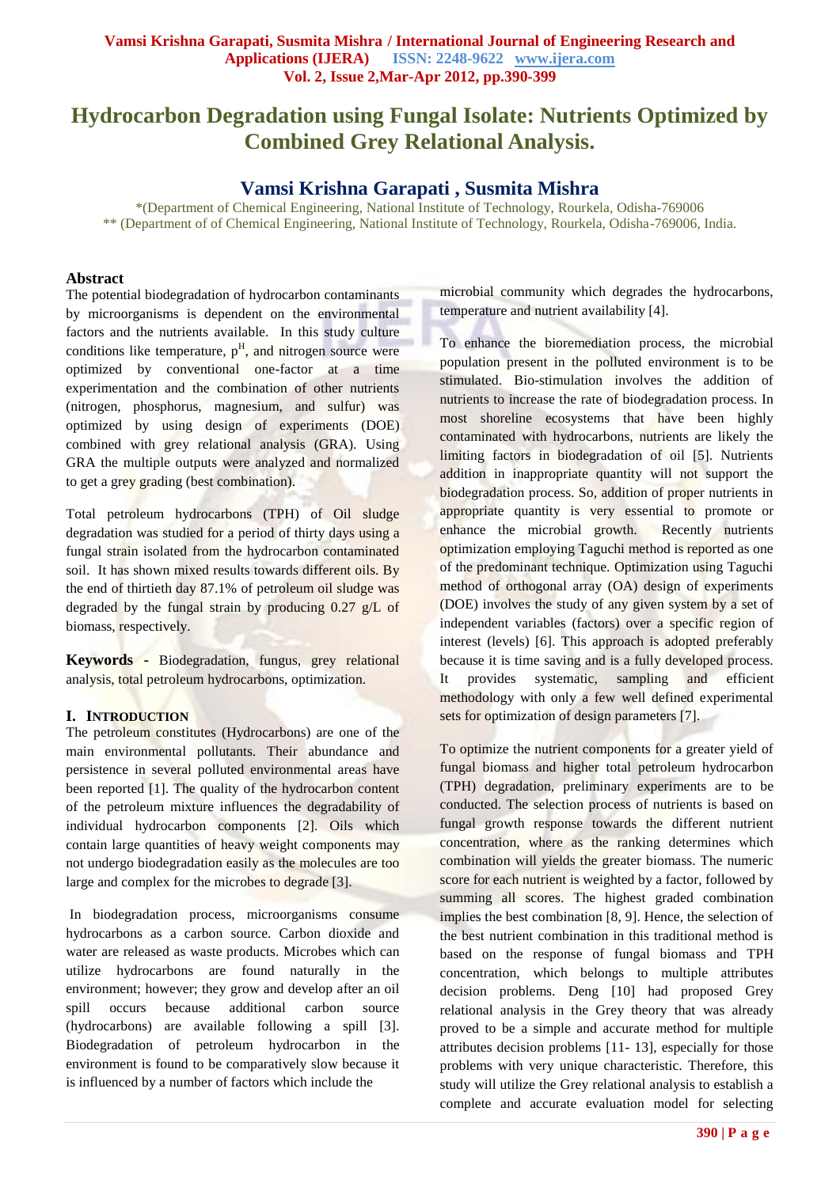# Hydrocarbon Degradation using Fungal Isolate: Nutrients Optimized by Combined Grey Relational Analysis.

## Vamsi Krishna Garapati , Susmita Mishra

*(Department of Chemical Engineering, National Institute of Technology, Rourkela, Odisha-769006
** (Department of of Chemical Engineering, National Institute of Technology, Rourkela, Odisha-769006, India.

### Abstract

The potential biodegradation of hydrocarbon contaminants by microorganisms is dependent on the environmental factors and the nutrients available. In this study culture conditions like temperature, $p^H$, and nitrogen source were optimized by conventional one-factor at a time experimentation and the combination of other nutrients (nitrogen, phosphorus, magnesium, and sulfur) was optimized by using design of experiments (DOE) combined with grey relational analysis (GRA). Using GRA the multiple outputs were analyzed and normalized to get a grey grading (best combination).

Total petroleum hydrocarbons (TPH) of Oil sludge degradation was studied for a period of thirty days using a fungal strain isolated from the hydrocarbon contaminated soil. It has shown mixed results towards different oils. By the end of thirtieth day 87.1% of petroleum oil sludge was degraded by the fungal strain by producing 0.27 g/L of biomass, respectively.

**Keywords -** Biodegradation, fungus, grey relational analysis, total petroleum hydrocarbons, optimization.

### I. Introduction

The petroleum constitutes (Hydrocarbons) are one of the main environmental pollutants. Their abundance and persistence in several polluted environmental areas have been reported [1]. The quality of the hydrocarbon content of the petroleum mixture influences the degradability of individual hydrocarbon components [2]. Oils which contain large quantities of heavy weight components may not undergo biodegradation easily as the molecules are too large and complex for the microbes to degrade [3].

In biodegradation process, microorganisms consume hydrocarbons as a carbon source. Carbon dioxide and water are released as waste products. Microbes which can utilize hydrocarbons are found naturally in the environment; however; they grow and develop after an oil spill occurs because additional carbon source (hydrocarbons) are available following a spill [3]. Biodegradation of petroleum hydrocarbon in the environment is found to be comparatively slow because it is influenced by a number of factors which include the microbial community which degrades the hydrocarbons, temperature and nutrient availability [4].

To enhance the bioremediation process, the microbial population present in the polluted environment is to be stimulated. Bio-stimulation involves the addition of nutrients to increase the rate of biodegradation process. In most shoreline ecosystems that have been highly contaminated with hydrocarbons, nutrients are likely the limiting factors in biodegradation of oil [5]. Nutrients addition in inappropriate quantity will not support the biodegradation process. So, addition of proper nutrients in appropriate quantity is very essential to promote or enhance the microbial growth. Recently nutrients optimization employing Taguchi method is reported as one of the predominant technique. Optimization using Taguchi method of orthogonal array (OA) design of experiments (DOE) involves the study of any given system by a set of independent variables (factors) over a specific region of interest (levels) [6]. This approach is adopted preferably because it is time saving and is a fully developed process. It provides systematic, sampling and efficient methodology with only a few well defined experimental sets for optimization of design parameters [7].

To optimize the nutrient components for a greater yield of fungal biomass and higher total petroleum hydrocarbon (TPH) degradation, preliminary experiments are to be conducted. The selection process of nutrients is based on fungal growth response towards the different nutrient concentration, where as the ranking determines which combination will yields the greater biomass. The numeric score for each nutrient is weighted by a factor, followed by summing all scores. The highest graded combination implies the best combination [8, 9]. Hence, the selection of the best nutrient combination in this traditional method is based on the response of fungal biomass and TPH concentration, which belongs to multiple attributes decision problems. Deng [10] had proposed Grey relational analysis in the Grey theory that was already proved to be a simple and accurate method for multiple attributes decision problems [11- 13], especially for those problems with very unique characteristic. Therefore, this study will utilize the Grey relational analysis to establish a complete and accurate evaluation model for selecting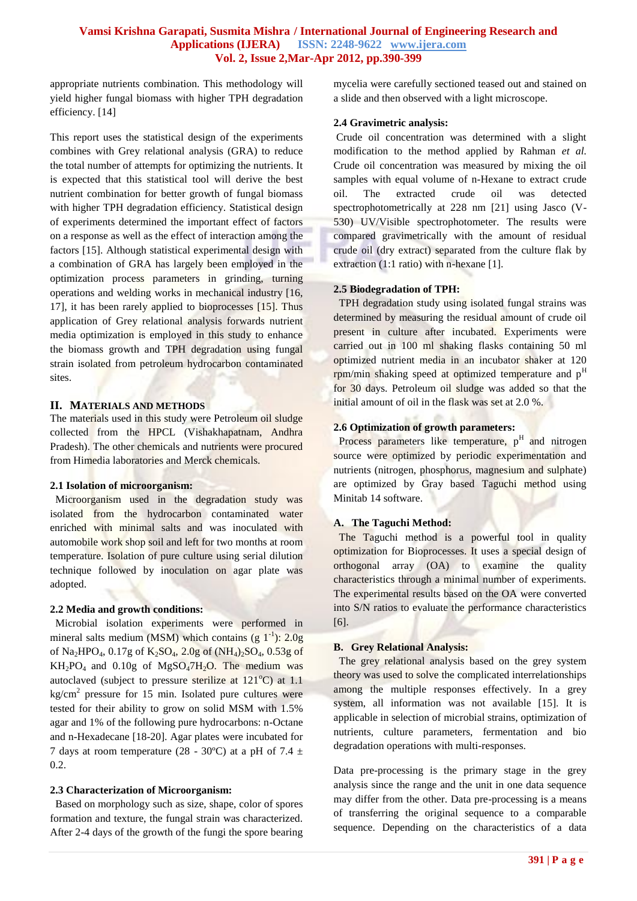appropriate nutrients combination. This methodology will yield higher fungal biomass with higher TPH degradation efficiency. [14]

This report uses the statistical design of the experiments combines with Grey relational analysis (GRA) to reduce the total number of attempts for optimizing the nutrients. It is expected that this statistical tool will derive the best nutrient combination for better growth of fungal biomass with higher TPH degradation efficiency. Statistical design of experiments determined the important effect of factors on a response as well as the effect of interaction among the factors [15]. Although statistical experimental design with a combination of GRA has largely been employed in the optimization process parameters in grinding, turning operations and welding works in mechanical industry [16, 17], it has been rarely applied to bioprocesses [15]. Thus application of Grey relational analysis forwards nutrient media optimization is employed in this study to enhance the biomass growth and TPH degradation using fungal strain isolated from petroleum hydrocarbon contaminated sites.

## II. MATERIALS AND METHODS

The materials used in this study were Petroleum oil sludge collected from the HPCL (Vishakhapatnam, Andhra Pradesh). The other chemicals and nutrients were procured from Himedia laboratories and Merck chemicals.

### 2.1 Isolation of microorganism:

Microorganism used in the degradation study was isolated from the hydrocarbon contaminated water enriched with minimal salts and was inoculated with automobile work shop soil and left for two months at room temperature. Isolation of pure culture using serial dilution technique followed by inoculation on agar plate was adopted.

### 2.2 Media and growth conditions:

Microbial isolation experiments were performed in mineral salts medium (MSM) which contains (g $1^{-1}$): 2.0g of $Na_2HPO_4$, 0.17g of $K_2SO_4$, 2.0g of $(NH_4)_2SO_4$, 0.53g of $KH_2PO_4$ and 0.10g of $MgSO_47H_2O$. The medium was autoclaved (subject to pressure sterilize at $121^oC$) at 1.1 $kg/cm^2$ pressure for 15 min. Isolated pure cultures were tested for their ability to grow on solid MSM with 1.5% agar and 1% of the following pure hydrocarbons: n-Octane and n-Hexadecane [18-20]. Agar plates were incubated for 7 days at room temperature (28 - 30ºC) at a pH of 7.4 ± 0.2.

### 2.3 Characterization of Microorganism:

Based on morphology such as size, shape, color of spores formation and texture, the fungal strain was characterized. After 2-4 days of the growth of the fungi the spore bearing mycelia were carefully sectioned teased out and stained on a slide and then observed with a light microscope.

### 2.4 Gravimetric analysis:

Crude oil concentration was determined with a slight modification to the method applied by Rahman *et al.* Crude oil concentration was measured by mixing the oil samples with equal volume of n-Hexane to extract crude oil. The extracted crude oil was detected spectrophotometrically at 228 nm [21] using Jasco (V-530) UV/Visible spectrophotometer. The results were compared gravimetrically with the amount of residual crude oil (dry extract) separated from the culture flak by extraction (1:1 ratio) with n-hexane [1].

### 2.5 Biodegradation of TPH:

TPH degradation study using isolated fungal strains was determined by measuring the residual amount of crude oil present in culture after incubated. Experiments were carried out in 100 ml shaking flasks containing 50 ml optimized nutrient media in an incubator shaker at 120 rpm/min shaking speed at optimized temperature and $p^H$ for 30 days. Petroleum oil sludge was added so that the initial amount of oil in the flask was set at 2.0 %.

### 2.6 Optimization of growth parameters:

Process parameters like temperature, $p^H$ and nitrogen source were optimized by periodic experimentation and nutrients (nitrogen, phosphorus, magnesium and sulphate) are optimized by Gray based Taguchi method using Minitab 14 software.

#### A. The Taguchi Method:

The Taguchi method is a powerful tool in quality optimization for Bioprocesses. It uses a special design of orthogonal array (OA) to examine the quality characteristics through a minimal number of experiments. The experimental results based on the OA were converted into S/N ratios to evaluate the performance characteristics [6].

#### B. Grey Relational Analysis:

The grey relational analysis based on the grey system theory was used to solve the complicated interrelationships among the multiple responses effectively. In a grey system, all information was not available [15]. It is applicable in selection of microbial strains, optimization of nutrients, culture parameters, fermentation and bio degradation operations with multi-responses.

Data pre-processing is the primary stage in the grey analysis since the range and the unit in one data sequence may differ from the other. Data pre-processing is a means of transferring the original sequence to a comparable sequence. Depending on the characteristics of a data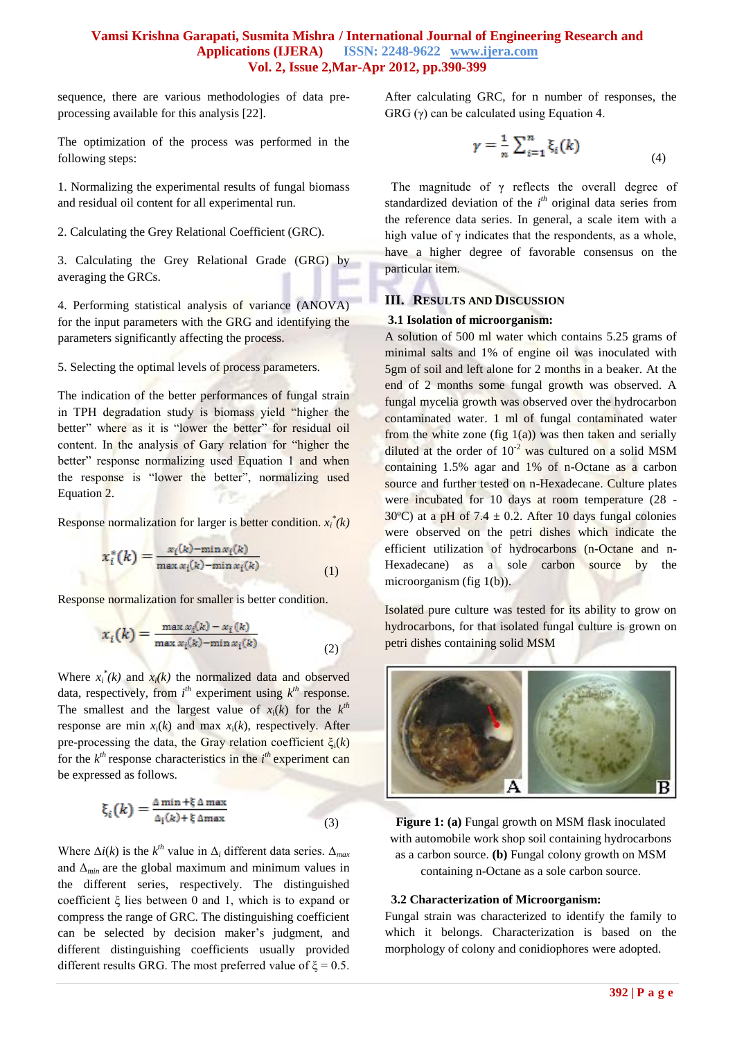sequence, there are various methodologies of data pre-processing available for this analysis [22].

The optimization of the process was performed in the following steps:

1. Normalizing the experimental results of fungal biomass and residual oil content for all experimental run.

2. Calculating the Grey Relational Coefficient (GRC).

3. Calculating the Grey Relational Grade (GRG) by averaging the GRCs.

4. Performing statistical analysis of variance (ANOVA) for the input parameters with the GRG and identifying the parameters significantly affecting the process.

5. Selecting the optimal levels of process parameters.

The indication of the better performances of fungal strain in TPH degradation study is biomass yield "higher the better" where as it is "lower the better" for residual oil content. In the analysis of Gary relation for "higher the better" response normalizing used Equation 1 and when the response is "lower the better", normalizing used Equation 2.

Response normalization for larger is better condition. $x_i^*(k)$

$$x_i^*(k) = \frac{x_i(k) - \min x_i(k)}{\max x_i(k) - \min x_i(k)} \tag{1}$$

Response normalization for smaller is better condition.

$$x_i(k) = \frac{\max x_i(k) - x_i(k)}{\max x_i(k) - \min x_i(k)} \tag{2}$$

Where $x_i^*(k)$ and $x_i(k)$ the normalized data and observed data, respectively, from $i^{th}$ experiment using $k^{th}$ response. The smallest and the largest value of $x_i(k)$ for the $k^{th}$ response are min $x_i(k)$ and max $x_i(k)$, respectively. After pre-processing the data, the Gray relation coefficient $\xi_i(k)$ for the $k^{th}$ response characteristics in the $i^{th}$ experiment can be expressed as follows.

$$\xi_i(k) = \frac{\Delta\min + \xi\,\Delta\max}{\Delta_i(k) + \xi\,\Delta\max} \tag{3}$$

Where $\Delta i(k)$ is the $k^{th}$ value in $\Delta_i$ different data series. $\Delta_{max}$ and $\Delta_{min}$ are the global maximum and minimum values in the different series, respectively. The distinguished coefficient $\xi$ lies between 0 and 1, which is to expand or compress the range of GRC. The distinguishing coefficient can be selected by decision maker's judgment, and different distinguishing coefficients usually provided different results GRG. The most preferred value of $\xi = 0.5$.

After calculating GRC, for n number of responses, the GRG ($\gamma$) can be calculated using Equation 4.

$$\gamma = \frac{1}{n}\sum_{i=1}^{n} \xi_i(k) \tag{4}$$

The magnitude of $\gamma$ reflects the overall degree of standardized deviation of the $i^{th}$ original data series from the reference data series. In general, a scale item with a high value of $\gamma$ indicates that the respondents, as a whole, have a higher degree of favorable consensus on the particular item.

## III. Results and Discussion

### 3.1 Isolation of microorganism:

A solution of 500 ml water which contains 5.25 grams of minimal salts and 1% of engine oil was inoculated with 5gm of soil and left alone for 2 months in a beaker. At the end of 2 months some fungal growth was observed. A fungal mycelia growth was observed over the hydrocarbon contaminated water. 1 ml of fungal contaminated water from the white zone (fig 1(a)) was then taken and serially diluted at the order of $10^{-2}$ was cultured on a solid MSM containing 1.5% agar and 1% of n-Octane as a carbon source and further tested on n-Hexadecane. Culture plates were incubated for 10 days at room temperature (28 - 30ºC) at a pH of 7.4 ± 0.2. After 10 days fungal colonies were observed on the petri dishes which indicate the efficient utilization of hydrocarbons (n-Octane and n-Hexadecane) as a sole carbon source by the microorganism (fig 1(b)).

Isolated pure culture was tested for its ability to grow on hydrocarbons, for that isolated fungal culture is grown on petri dishes containing solid MSM

**Figure 1: (a)** Fungal growth on MSM flask inoculated with automobile work shop soil containing hydrocarbons as a carbon source. **(b)** Fungal colony growth on MSM containing n-Octane as a sole carbon source.

### 3.2 Characterization of Microorganism:

Fungal strain was characterized to identify the family to which it belongs. Characterization is based on the morphology of colony and conidiophores were adopted.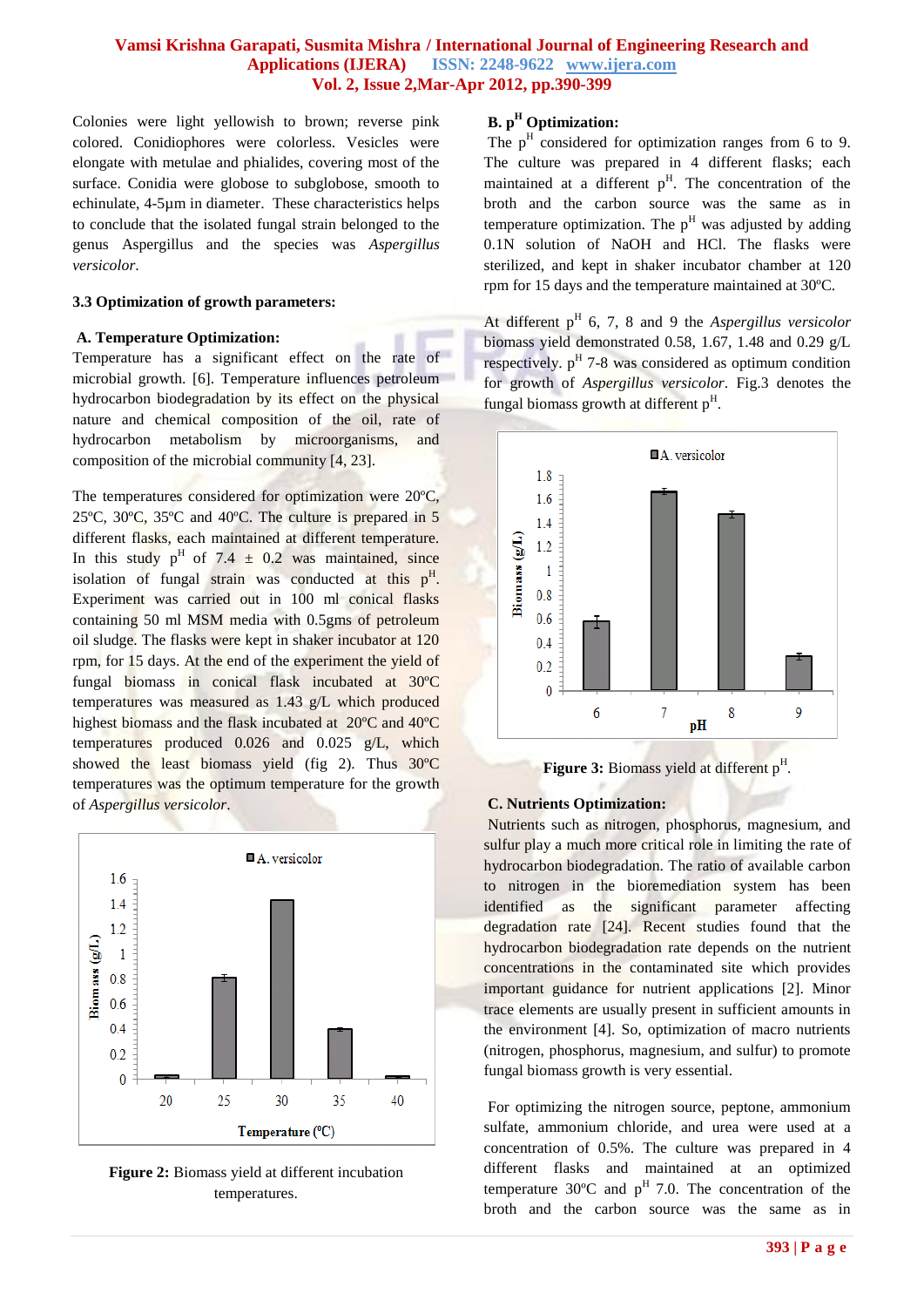Colonies were light yellowish to brown; reverse pink colored. Conidiophores were colorless. Vesicles were elongate with metulae and phialides, covering most of the surface. Conidia were globose to subglobose, smooth to echinulate, 4-5µm in diameter. These characteristics helps to conclude that the isolated fungal strain belonged to the genus Aspergillus and the species was *Aspergillus versicolor*.

### 3.3 Optimization of growth parameters:

#### A. Temperature Optimization:

Temperature has a significant effect on the rate of microbial growth. [6]. Temperature influences petroleum hydrocarbon biodegradation by its effect on the physical nature and chemical composition of the oil, rate of hydrocarbon metabolism by microorganisms, and composition of the microbial community [4, 23].

The temperatures considered for optimization were 20ºC, 25ºC, 30ºC, 35ºC and 40ºC. The culture is prepared in 5 different flasks, each maintained at different temperature. In this study p$^H$ of 7.4 ± 0.2 was maintained, since isolation of fungal strain was conducted at this p$^H$. Experiment was carried out in 100 ml conical flasks containing 50 ml MSM media with 0.5gms of petroleum oil sludge. The flasks were kept in shaker incubator at 120 rpm, for 15 days. At the end of the experiment the yield of fungal biomass in conical flask incubated at 30ºC temperatures was measured as 1.43 g/L which produced highest biomass and the flask incubated at 20ºC and 40ºC temperatures produced 0.026 and 0.025 g/L, which showed the least biomass yield (fig 2). Thus 30ºC temperatures was the optimum temperature for the growth of *Aspergillus versicolor*.

**Figure 2:** Biomass yield at different incubation temperatures.

#### B. p$^H$ Optimization:

The p$^H$ considered for optimization ranges from 6 to 9. The culture was prepared in 4 different flasks; each maintained at a different p$^H$. The concentration of the broth and the carbon source was the same as in temperature optimization. The p$^H$ was adjusted by adding 0.1N solution of NaOH and HCl. The flasks were sterilized, and kept in shaker incubator chamber at 120 rpm for 15 days and the temperature maintained at 30ºC.

At different p$^H$ 6, 7, 8 and 9 the *Aspergillus versicolor* biomass yield demonstrated 0.58, 1.67, 1.48 and 0.29 g/L respectively. p$^H$ 7-8 was considered as optimum condition for growth of *Aspergillus versicolor*. Fig.3 denotes the fungal biomass growth at different p$^H$.

**Figure 3:** Biomass yield at different p$^H$.

#### C. Nutrients Optimization:

Nutrients such as nitrogen, phosphorus, magnesium, and sulfur play a much more critical role in limiting the rate of hydrocarbon biodegradation. The ratio of available carbon to nitrogen in the bioremediation system has been identified as the significant parameter affecting degradation rate [24]. Recent studies found that the hydrocarbon biodegradation rate depends on the nutrient concentrations in the contaminated site which provides important guidance for nutrient applications [2]. Minor trace elements are usually present in sufficient amounts in the environment [4]. So, optimization of macro nutrients (nitrogen, phosphorus, magnesium, and sulfur) to promote fungal biomass growth is very essential.

For optimizing the nitrogen source, peptone, ammonium sulfate, ammonium chloride, and urea were used at a concentration of 0.5%. The culture was prepared in 4 different flasks and maintained at an optimized temperature 30ºC and p$^H$ 7.0. The concentration of the broth and the carbon source was the same as in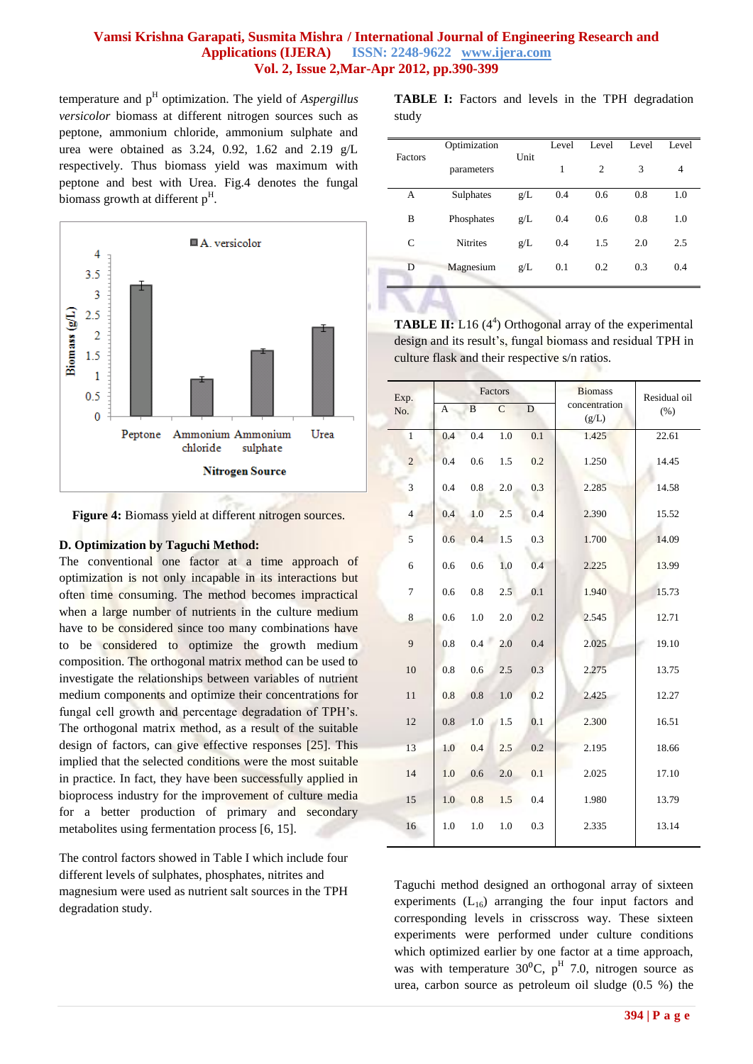temperature and $p^H$ optimization. The yield of *Aspergillus versicolor* biomass at different nitrogen sources such as peptone, ammonium chloride, ammonium sulphate and urea were obtained as 3.24, 0.92, 1.62 and 2.19 g/L respectively. Thus biomass yield was maximum with peptone and best with Urea. Fig.4 denotes the fungal biomass growth at different $p^H$.

**Figure 4:** Biomass yield at different nitrogen sources.

### D. Optimization by Taguchi Method:

The conventional one factor at a time approach of optimization is not only incapable in its interactions but often time consuming. The method becomes impractical when a large number of nutrients in the culture medium have to be considered since too many combinations have to be considered to optimize the growth medium composition. The orthogonal matrix method can be used to investigate the relationships between variables of nutrient medium components and optimize their concentrations for fungal cell growth and percentage degradation of TPH's. The orthogonal matrix method, as a result of the suitable design of factors, can give effective responses [25]. This implied that the selected conditions were the most suitable in practice. In fact, they have been successfully applied in bioprocess industry for the improvement of culture media for a better production of primary and secondary metabolites using fermentation process [6, 15].

The control factors showed in Table I which include four different levels of sulphates, phosphates, nitrites and magnesium were used as nutrient salt sources in the TPH degradation study.

**TABLE I:** Factors and levels in the TPH degradation study

| Factors | Optimization parameters | Unit | Level 1 | Level 2 | Level 3 | Level 4 |
|---|---|---|---|---|---|---|
| A | Sulphates | g/L | 0.4 | 0.6 | 0.8 | 1.0 |
| B | Phosphates | g/L | 0.4 | 0.6 | 0.8 | 1.0 |
| C | Nitrites | g/L | 0.4 | 1.5 | 2.0 | 2.5 |
| D | Magnesium | g/L | 0.1 | 0.2 | 0.3 | 0.4 |

**TABLE II:** L16 ($4^4$) Orthogonal array of the experimental design and its result's, fungal biomass and residual TPH in culture flask and their respective s/n ratios.

| Exp. No. | Factors | | | | Biomass concentration (g/L) | Residual oil (%) |
|---|---|---|---|---|---|---|
| | A | B | C | D | | |
| 1 | 0.4 | 0.4 | 1.0 | 0.1 | 1.425 | 22.61 |
| 2 | 0.4 | 0.6 | 1.5 | 0.2 | 1.250 | 14.45 |
| 3 | 0.4 | 0.8 | 2.0 | 0.3 | 2.285 | 14.58 |
| 4 | 0.4 | 1.0 | 2.5 | 0.4 | 2.390 | 15.52 |
| 5 | 0.6 | 0.4 | 1.5 | 0.3 | 1.700 | 14.09 |
| 6 | 0.6 | 0.6 | 1.0 | 0.4 | 2.225 | 13.99 |
| 7 | 0.6 | 0.8 | 2.5 | 0.1 | 1.940 | 15.73 |
| 8 | 0.6 | 1.0 | 2.0 | 0.2 | 2.545 | 12.71 |
| 9 | 0.8 | 0.4 | 2.0 | 0.4 | 2.025 | 19.10 |
| 10 | 0.8 | 0.6 | 2.5 | 0.3 | 2.275 | 13.75 |
| 11 | 0.8 | 0.8 | 1.0 | 0.2 | 2.425 | 12.27 |
| 12 | 0.8 | 1.0 | 1.5 | 0.1 | 2.300 | 16.51 |
| 13 | 1.0 | 0.4 | 2.5 | 0.2 | 2.195 | 18.66 |
| 14 | 1.0 | 0.6 | 2.0 | 0.1 | 2.025 | 17.10 |
| 15 | 1.0 | 0.8 | 1.5 | 0.4 | 1.980 | 13.79 |
| 16 | 1.0 | 1.0 | 1.0 | 0.3 | 2.335 | 13.14 |

Taguchi method designed an orthogonal array of sixteen experiments ($L_{16}$) arranging the four input factors and corresponding levels in crisscross way. These sixteen experiments were performed under culture conditions which optimized earlier by one factor at a time approach, was with temperature $30^0$C, $p^H$ 7.0, nitrogen source as urea, carbon source as petroleum oil sludge (0.5 %) the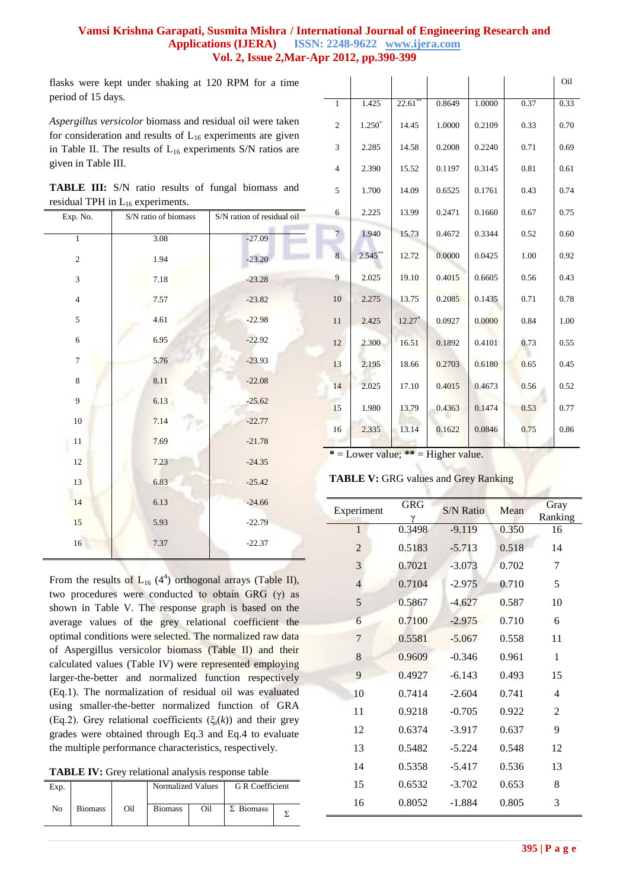flasks were kept under shaking at 120 RPM for a time period of 15 days.

*Aspergillus versicolor* biomass and residual oil were taken for consideration and results of $L_{16}$ experiments are given in Table II. The results of $L_{16}$ experiments S/N ratios are given in Table III.

**TABLE III:** S/N ratio results of fungal biomass and residual TPH in $L_{16}$ experiments.

| Exp. No. | S/N ratio of biomass | S/N ration of residual oil |
|---|---|---|
| 1 | 3.08 | -27.09 |
| 2 | 1.94 | -23.20 |
| 3 | 7.18 | -23.28 |
| 4 | 7.57 | -23.82 |
| 5 | 4.61 | -22.98 |
| 6 | 6.95 | -22.92 |
| 7 | 5.76 | -23.93 |
| 8 | 8.11 | -22.08 |
| 9 | 6.13 | -25.62 |
| 10 | 7.14 | -22.77 |
| 11 | 7.69 | -21.78 |
| 12 | 7.23 | -24.35 |
| 13 | 6.83 | -25.42 |
| 14 | 6.13 | -24.66 |
| 15 | 5.93 | -22.79 |
| 16 | 7.37 | -22.37 |

From the results of $L_{16}$ ($4^4$) orthogonal arrays (Table II), two procedures were conducted to obtain GRG (γ) as shown in Table V. The response graph is based on the average values of the grey relational coefficient the optimal conditions were selected. The normalized raw data of Aspergillus versicolor biomass (Table II) and their calculated values (Table IV) were represented employing larger-the-better and normalized function respectively (Eq.1). The normalization of residual oil was evaluated using smaller-the-better normalized function of GRA (Eq.2). Grey relational coefficients ($\xi_i(k)$) and their grey grades were obtained through Eq.3 and Eq.4 to evaluate the multiple performance characteristics, respectively.

**TABLE IV:** Grey relational analysis response table

| Exp. No | Biomass | Oil | Normalized Values Biomass | Normalized Values Oil | G R Coefficient Σ Biomass | G R Coefficient Σ Oil |
|---|---|---|---|---|---|---|
| 1 | 1.425 | 22.61** | 0.8649 | 1.0000 | 0.37 | 0.33 |
| 2 | 1.250* | 14.45 | 1.0000 | 0.2109 | 0.33 | 0.70 |
| 3 | 2.285 | 14.58 | 0.2008 | 0.2240 | 0.71 | 0.69 |
| 4 | 2.390 | 15.52 | 0.1197 | 0.3145 | 0.81 | 0.61 |
| 5 | 1.700 | 14.09 | 0.6525 | 0.1761 | 0.43 | 0.74 |
| 6 | 2.225 | 13.99 | 0.2471 | 0.1660 | 0.67 | 0.75 |
| 7 | 1.940 | 15.73 | 0.4672 | 0.3344 | 0.52 | 0.60 |
| 8 | 2.545** | 12.72 | 0.0000 | 0.0425 | 1.00 | 0.92 |
| 9 | 2.025 | 19.10 | 0.4015 | 0.6605 | 0.56 | 0.43 |
| 10 | 2.275 | 13.75 | 0.2085 | 0.1435 | 0.71 | 0.78 |
| 11 | 2.425 | 12.27* | 0.0927 | 0.0000 | 0.84 | 1.00 |
| 12 | 2.300 | 16.51 | 0.1892 | 0.4101 | 0.73 | 0.55 |
| 13 | 2.195 | 18.66 | 0.2703 | 0.6180 | 0.65 | 0.45 |
| 14 | 2.025 | 17.10 | 0.4015 | 0.4673 | 0.56 | 0.52 |
| 15 | 1.980 | 13.79 | 0.4363 | 0.1474 | 0.53 | 0.77 |
| 16 | 2.335 | 13.14 | 0.1622 | 0.0846 | 0.75 | 0.86 |

\* = Lower value; ** = Higher value.

**TABLE V:** GRG values and Grey Ranking

| Experiment | GRG γ | S/N Ratio | Mean | Gray Ranking |
|---|---|---|---|---|
| 1 | 0.3498 | -9.119 | 0.350 | 16 |
| 2 | 0.5183 | -5.713 | 0.518 | 14 |
| 3 | 0.7021 | -3.073 | 0.702 | 7 |
| 4 | 0.7104 | -2.975 | 0.710 | 5 |
| 5 | 0.5867 | -4.627 | 0.587 | 10 |
| 6 | 0.7100 | -2.975 | 0.710 | 6 |
| 7 | 0.5581 | -5.067 | 0.558 | 11 |
| 8 | 0.9609 | -0.346 | 0.961 | 1 |
| 9 | 0.4927 | -6.143 | 0.493 | 15 |
| 10 | 0.7414 | -2.604 | 0.741 | 4 |
| 11 | 0.9218 | -0.705 | 0.922 | 2 |
| 12 | 0.6374 | -3.917 | 0.637 | 9 |
| 13 | 0.5482 | -5.224 | 0.548 | 12 |
| 14 | 0.5358 | -5.417 | 0.536 | 13 |
| 15 | 0.6532 | -3.702 | 0.653 | 8 |
| 16 | 0.8052 | -1.884 | 0.805 | 3 |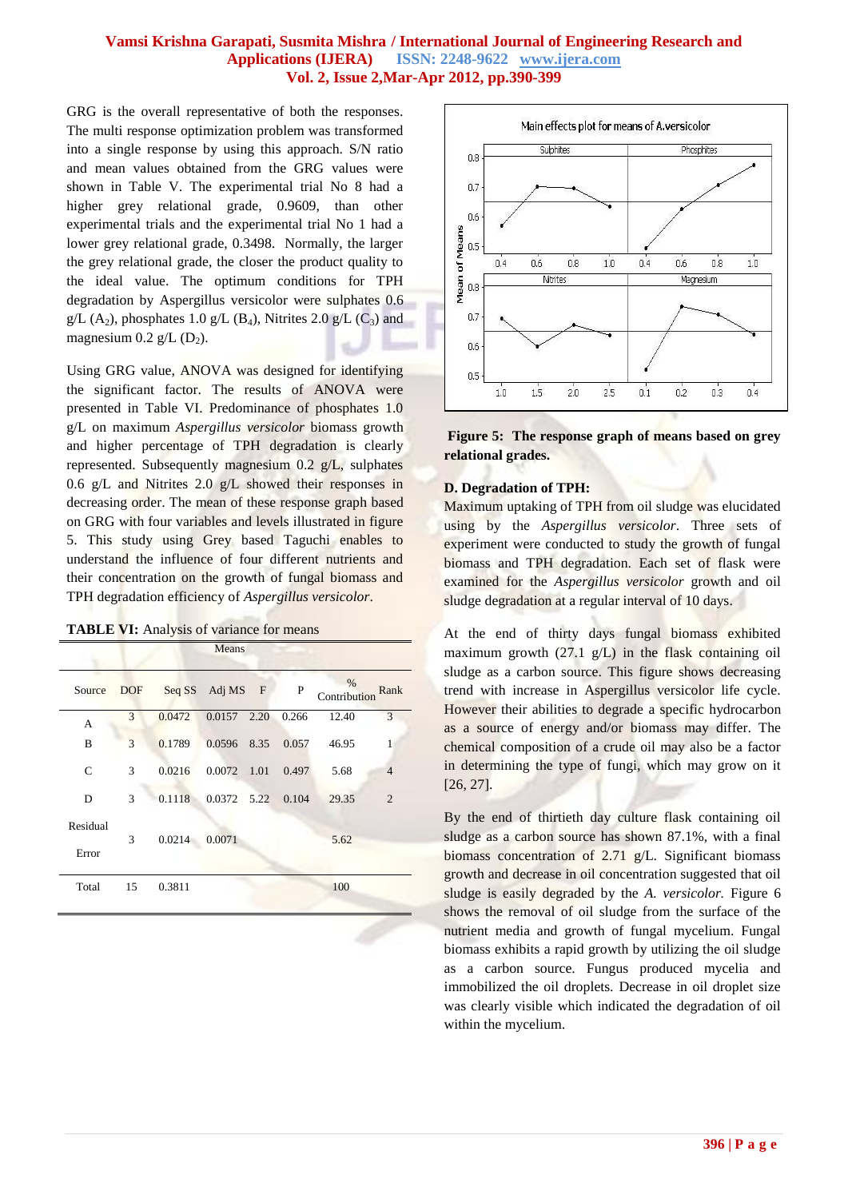GRG is the overall representative of both the responses. The multi response optimization problem was transformed into a single response by using this approach. S/N ratio and mean values obtained from the GRG values were shown in Table V. The experimental trial No 8 had a higher grey relational grade, 0.9609, than other experimental trials and the experimental trial No 1 had a lower grey relational grade, 0.3498. Normally, the larger the grey relational grade, the closer the product quality to the ideal value. The optimum conditions for TPH degradation by Aspergillus versicolor were sulphates 0.6 g/L ($A_2$), phosphates 1.0 g/L ($B_4$), Nitrites 2.0 g/L ($C_3$) and magnesium 0.2 g/L ($D_2$).

Using GRG value, ANOVA was designed for identifying the significant factor. The results of ANOVA were presented in Table VI. Predominance of phosphates 1.0 g/L on maximum *Aspergillus versicolor* biomass growth and higher percentage of TPH degradation is clearly represented. Subsequently magnesium 0.2 g/L, sulphates 0.6 g/L and Nitrites 2.0 g/L showed their responses in decreasing order. The mean of these response graph based on GRG with four variables and levels illustrated in figure 5. This study using Grey based Taguchi enables to understand the influence of four different nutrients and their concentration on the growth of fungal biomass and TPH degradation efficiency of *Aspergillus versicolor*.

**TABLE VI:** Analysis of variance for means

| Means | | | | | | | |
|---|---|---|---|---|---|---|---|
| Source | DOF | Seq SS | Adj MS | F | P | % Contribution | Rank |
| A | 3 | 0.0472 | 0.0157 | 2.20 | 0.266 | 12.40 | 3 |
| B | 3 | 0.1789 | 0.0596 | 8.35 | 0.057 | 46.95 | 1 |
| C | 3 | 0.0216 | 0.0072 | 1.01 | 0.497 | 5.68 | 4 |
| D | 3 | 0.1118 | 0.0372 | 5.22 | 0.104 | 29.35 | 2 |
| Residual Error | 3 | 0.0214 | 0.0071 | | | 5.62 | |
| Total | 15 | 0.3811 | | | | 100 | |

**Figure 5: The response graph of means based on grey relational grades.**

### D. Degradation of TPH:

Maximum uptaking of TPH from oil sludge was elucidated using by the *Aspergillus versicolor*. Three sets of experiment were conducted to study the growth of fungal biomass and TPH degradation. Each set of flask were examined for the *Aspergillus versicolor* growth and oil sludge degradation at a regular interval of 10 days.

At the end of thirty days fungal biomass exhibited maximum growth (27.1 g/L) in the flask containing oil sludge as a carbon source. This figure shows decreasing trend with increase in Aspergillus versicolor life cycle. However their abilities to degrade a specific hydrocarbon as a source of energy and/or biomass may differ. The chemical composition of a crude oil may also be a factor in determining the type of fungi, which may grow on it [26, 27].

By the end of thirtieth day culture flask containing oil sludge as a carbon source has shown 87.1%, with a final biomass concentration of 2.71 g/L. Significant biomass growth and decrease in oil concentration suggested that oil sludge is easily degraded by the *A. versicolor.* Figure 6 shows the removal of oil sludge from the surface of the nutrient media and growth of fungal mycelium. Fungal biomass exhibits a rapid growth by utilizing the oil sludge as a carbon source. Fungus produced mycelia and immobilized the oil droplets. Decrease in oil droplet size was clearly visible which indicated the degradation of oil within the mycelium.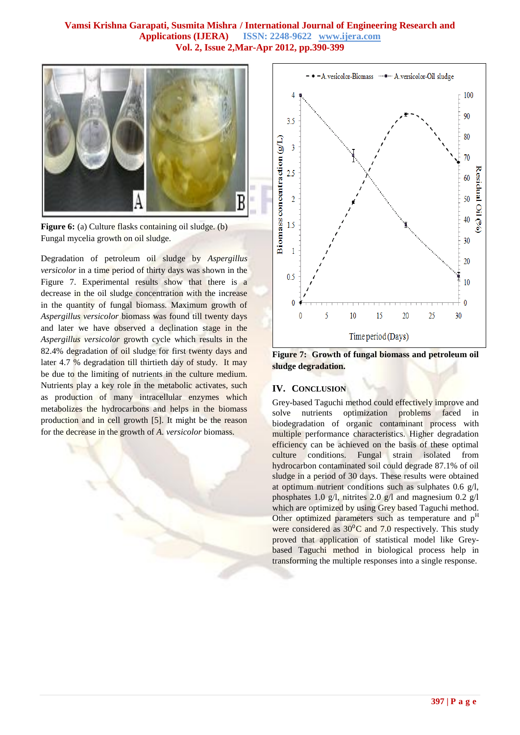**Figure 6:** (a) Culture flasks containing oil sludge. (b) Fungal mycelia growth on oil sludge.

Degradation of petroleum oil sludge by *Aspergillus versicolor* in a time period of thirty days was shown in the Figure 7. Experimental results show that there is a decrease in the oil sludge concentration with the increase in the quantity of fungal biomass. Maximum growth of *Aspergillus versicolor* biomass was found till twenty days and later we have observed a declination stage in the *Aspergillus versicolor* growth cycle which results in the 82.4% degradation of oil sludge for first twenty days and later 4.7 % degradation till thirtieth day of study. It may be due to the limiting of nutrients in the culture medium. Nutrients play a key role in the metabolic activates, such as production of many intracellular enzymes which metabolizes the hydrocarbons and helps in the biomass production and in cell growth [5]. It might be the reason for the decrease in the growth of *A. versicolor* biomass.

**Figure 7: Growth of fungal biomass and petroleum oil sludge degradation.**

## IV. Conclusion

Grey-based Taguchi method could effectively improve and solve nutrients optimization problems faced in biodegradation of organic contaminant process with multiple performance characteristics. Higher degradation efficiency can be achieved on the basis of these optimal culture conditions. Fungal strain isolated from hydrocarbon contaminated soil could degrade 87.1% of oil sludge in a period of 30 days. These results were obtained at optimum nutrient conditions such as sulphates 0.6 g/l, phosphates 1.0 g/l, nitrites 2.0 g/l and magnesium 0.2 g/l which are optimized by using Grey based Taguchi method. Other optimized parameters such as temperature and $p^H$ were considered as $30^0$C and 7.0 respectively. This study proved that application of statistical model like Grey-based Taguchi method in biological process help in transforming the multiple responses into a single response.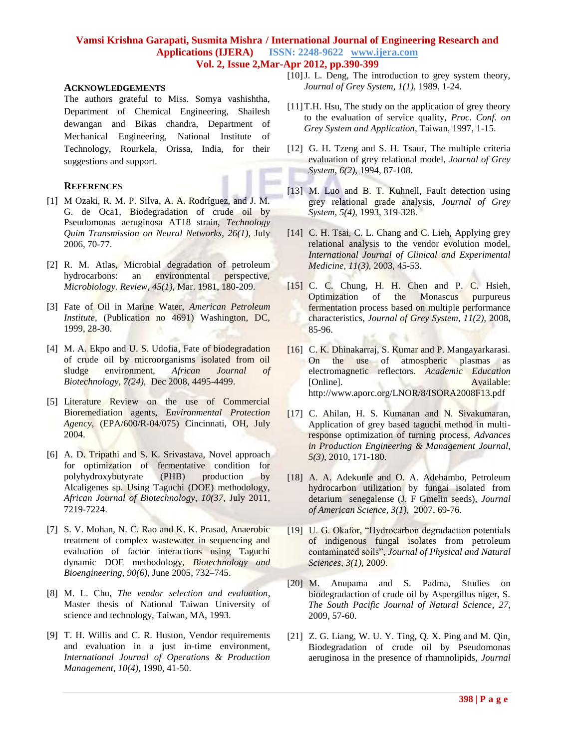## ACKNOWLEDGEMENTS

The authors grateful to Miss. Somya vashishtha, Department of Chemical Engineering, Shailesh dewangan and Bikas chandra, Department of Mechanical Engineering, National Institute of Technology, Rourkela, Orissa, India, for their suggestions and support.

## REFERENCES

[1] M Ozaki, R. M. P. Silva, A. A. Rodríguez, and J. M. G. de Oca1, Biodegradation of crude oil by Pseudomonas aeruginosa AT18 strain, *Technology Quim Transmission on Neural Networks, 26(1)*, July 2006, 70-77.

[2] R. M. Atlas, Microbial degradation of petroleum hydrocarbons: an environmental perspective, *Microbiology. Review, 45(1)*, Mar. 1981, 180-209.

[3] Fate of Oil in Marine Water, *American Petroleum Institute*, (Publication no 4691) Washington, DC, 1999, 28-30.

[4] M. A. Ekpo and U. S. Udofia, Fate of biodegradation of crude oil by microorganisms isolated from oil sludge environment, *African Journal of Biotechnology, 7(24),* Dec 2008, 4495-4499.

[5] Literature Review on the use of Commercial Bioremediation agents, *Environmental Protection Agency*, (EPA/600/R-04/075) Cincinnati, OH, July 2004.

[6] A. D. Tripathi and S. K. Srivastava, Novel approach for optimization of fermentative condition for polyhydroxybutyrate (PHB) production by Alcaligenes sp. Using Taguchi (DOE) methodology, *African Journal of Biotechnology, 10(37*, July 2011, 7219-7224.

[7] S. V. Mohan, N. C. Rao and K. K. Prasad, Anaerobic treatment of complex wastewater in sequencing and evaluation of factor interactions using Taguchi dynamic DOE methodology, *Biotechnology and Bioengineering, 90(6),* June 2005, 732–745.

[8] M. L. Chu, *The vendor selection and evaluation*, Master thesis of National Taiwan University of science and technology, Taiwan, MA, 1993.

[9] T. H. Willis and C. R. Huston, Vendor requirements and evaluation in a just in-time environment, *International Journal of Operations & Production Management, 10(4),* 1990, 41-50.

[10] J. L. Deng, The introduction to grey system theory, *Journal of Grey System, 1(1),* 1989, 1-24.

[11] T.H. Hsu, The study on the application of grey theory to the evaluation of service quality, *Proc. Conf. on Grey System and Application*, Taiwan, 1997, 1-15.

[12] G. H. Tzeng and S. H. Tsaur, The multiple criteria evaluation of grey relational model, *Journal of Grey System, 6(2),* 1994, 87-108.

[13] M. Luo and B. T. Kuhnell, Fault detection using grey relational grade analysis, *Journal of Grey System, 5(4),* 1993, 319-328.

[14] C. H. Tsai, C. L. Chang and C. Lieh, Applying grey relational analysis to the vendor evolution model, *International Journal of Clinical and Experimental Medicine, 11(3),* 2003, 45-53.

[15] C. C. Chung, H. H. Chen and P. C. Hsieh, Optimization of the Monascus purpureus fermentation process based on multiple performance characteristics, *Journal of Grey System, 11(2),* 2008, 85-96.

[16] C. K. Dhinakarraj, S. Kumar and P. Mangayarkarasi. On the use of atmospheric plasmas as electromagnetic reflectors. *Academic Education* [Online]. Available: http://www.aporc.org/LNOR/8/ISORA2008F13.pdf

[17] C. Ahilan, H. S. Kumanan and N. Sivakumaran, Application of grey based taguchi method in multi-response optimization of turning process, *Advances in Production Engineering & Management Journal, 5(3),* 2010, 171-180.

[18] A. A. Adekunle and O. A. Adebambo, Petroleum hydrocarbon utilization by fungai isolated from detarium senegalense (J. F Gmelin seeds), *Journal of American Science, 3(1),* 2007, 69-76.

[19] U. G. Okafor, "Hydrocarbon degradaction potentials of indigenous fungal isolates from petroleum contaminated soils", *Journal of Physical and Natural Sciences, 3(1),* 2009.

[20] M. Anupama and S. Padma, Studies on biodegradaction of crude oil by Aspergillus niger, S. *The South Pacific Journal of Natural Science, 27,* 2009, 57-60.

[21] Z. G. Liang, W. U. Y. Ting, Q. X. Ping and M. Qin, Biodegradation of crude oil by Pseudomonas aeruginosa in the presence of rhamnolipids, *Journal*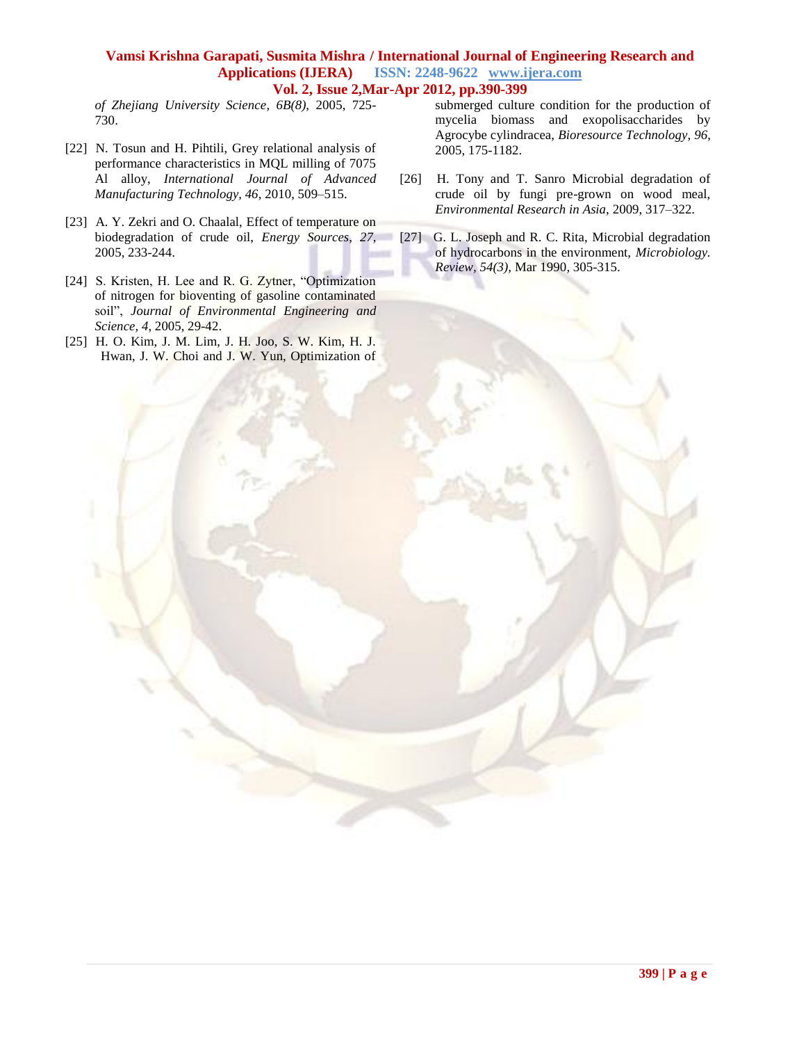*of Zhejiang University Science, 6B(8)*, 2005, 725-730.

[22] N. Tosun and H. Pihtili, Grey relational analysis of performance characteristics in MQL milling of 7075 Al alloy, *International Journal of Advanced Manufacturing Technology, 46*, 2010, 509–515.

[23] A. Y. Zekri and O. Chaalal, Effect of temperature on biodegradation of crude oil, *Energy Sources, 27*, 2005, 233-244.

[24] S. Kristen, H. Lee and R. G. Zytner, "Optimization of nitrogen for bioventing of gasoline contaminated soil", *Journal of Environmental Engineering and Science, 4*, 2005, 29-42.

[25] H. O. Kim, J. M. Lim, J. H. Joo, S. W. Kim, H. J. Hwan, J. W. Choi and J. W. Yun, Optimization of submerged culture condition for the production of mycelia biomass and exopolisaccharides by Agrocybe cylindracea, *Bioresource Technology, 96*, 2005, 175-1182.

[26] H. Tony and T. Sanro Microbial degradation of crude oil by fungi pre-grown on wood meal, *Environmental Research in Asia*, 2009, 317–322.

[27] G. L. Joseph and R. C. Rita, Microbial degradation of hydrocarbons in the environment, *Microbiology. Review, 54(3)*, Mar 1990, 305-315.